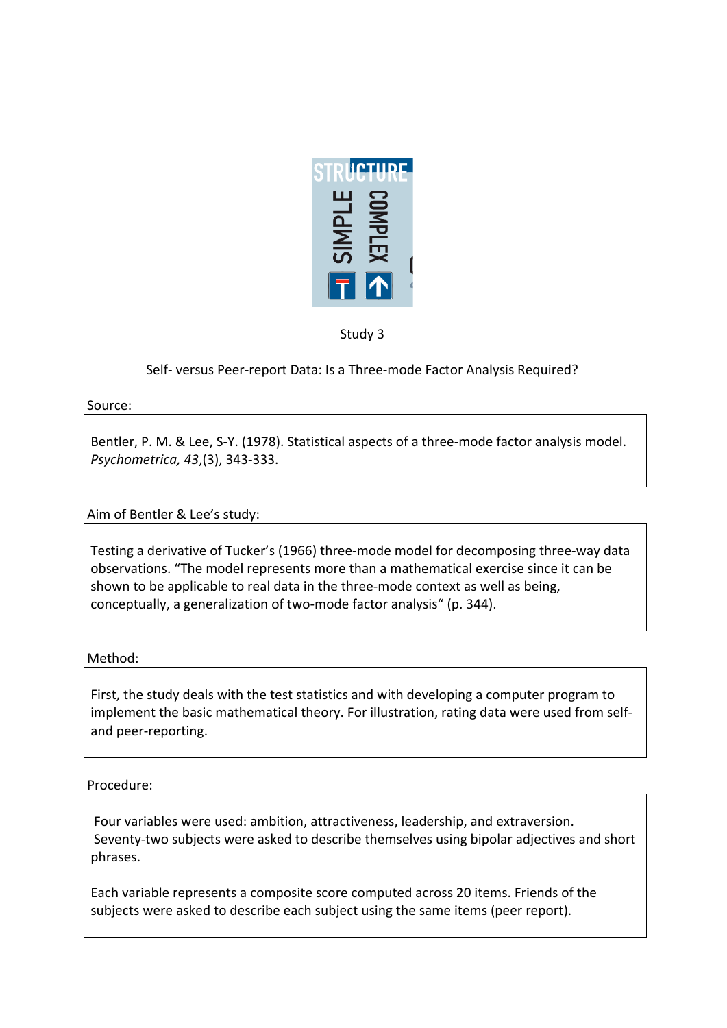Study 3

Self- versus Peer-report Data: Is a Three-mode Factor Analysis Required?

Source:

Bentler, P. M. & Lee, S-Y. (1978). Statistical aspects of a three-mode factor analysis model. *Psychometrica, 43*,(3), 343-333.

Aim of Bentler & Lee's study:

Testing a derivative of Tucker's (1966) three-mode model for decomposing three-way data observations. "The model represents more than a mathematical exercise since it can be shown to be applicable to real data in the three-mode context as well as being, conceptually, a generalization of two-mode factor analysis" (p. 344).

Method:

First, the study deals with the test statistics and with developing a computer program to implement the basic mathematical theory. For illustration, rating data were used from self- and peer-reporting.

Procedure:

Four variables were used: ambition, attractiveness, leadership, and extraversion. Seventy-two subjects were asked to describe themselves using bipolar adjectives and short phrases.

Each variable represents a composite score computed across 20 items. Friends of the subjects were asked to describe each subject using the same items (peer report).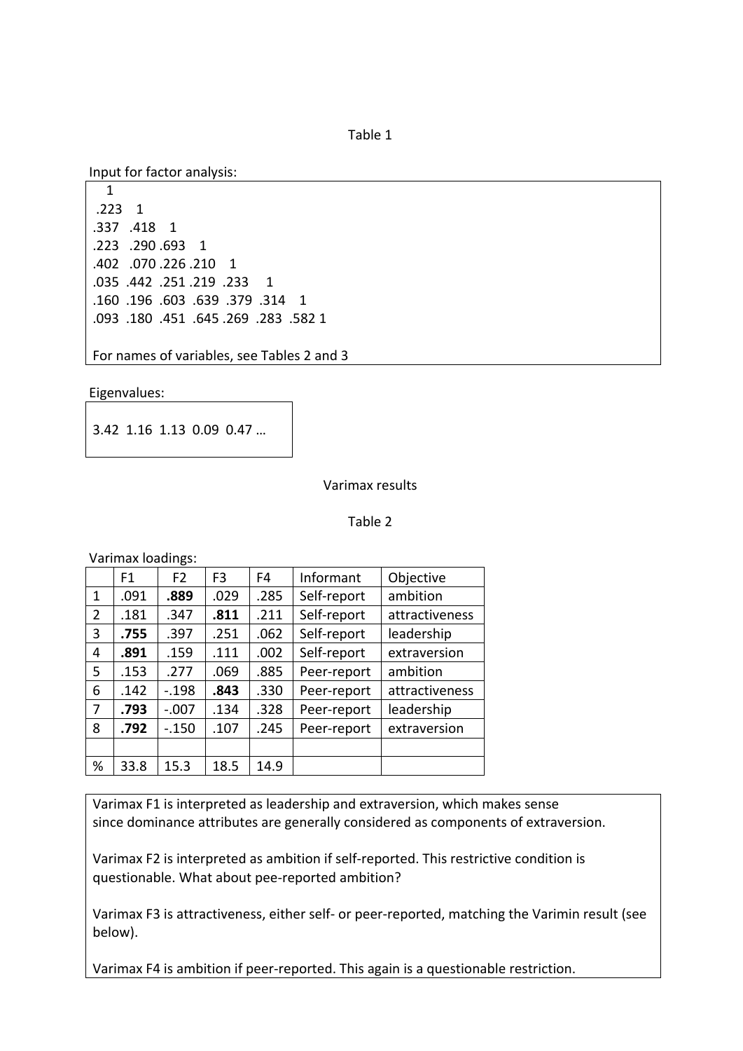Table 1

Input for factor analysis:

```
  1
 .223   1
.337  .418   1
.223  .290 .693   1
.402  .070 .226 .210   1
.035  .442  .251 .219  .233    1
.160  .196  .603  .639  .379  .314   1
.093  .180  .451  .645 .269  .283  .582 1
```

For names of variables, see Tables 2 and 3

Eigenvalues:

3.42  1.16  1.13  0.09  0.47 …

Varimax results

Table 2

Varimax loadings:

| | F1 | F2 | F3 | F4 | Informant | Objective |
|---|---|---|---|---|---|---|
| 1 | .091 | **.889** | .029 | .285 | Self-report | ambition |
| 2 | .181 | .347 | **.811** | .211 | Self-report | attractiveness |
| 3 | **.755** | .397 | .251 | .062 | Self-report | leadership |
| 4 | **.891** | .159 | .111 | .002 | Self-report | extraversion |
| 5 | .153 | .277 | .069 | .885 | Peer-report | ambition |
| 6 | .142 | -.198 | **.843** | .330 | Peer-report | attractiveness |
| 7 | **.793** | -.007 | .134 | .328 | Peer-report | leadership |
| 8 | **.792** | -.150 | .107 | .245 | Peer-report | extraversion |
| | | | | | | |
| % | 33.8 | 15.3 | 18.5 | 14.9 | | |

Varimax F1 is interpreted as leadership and extraversion, which makes sense since dominance attributes are generally considered as components of extraversion.

Varimax F2 is interpreted as ambition if self-reported. This restrictive condition is questionable. What about pee-reported ambition?

Varimax F3 is attractiveness, either self- or peer-reported, matching the Varimin result (see below).

Varimax F4 is ambition if peer-reported. This again is a questionable restriction.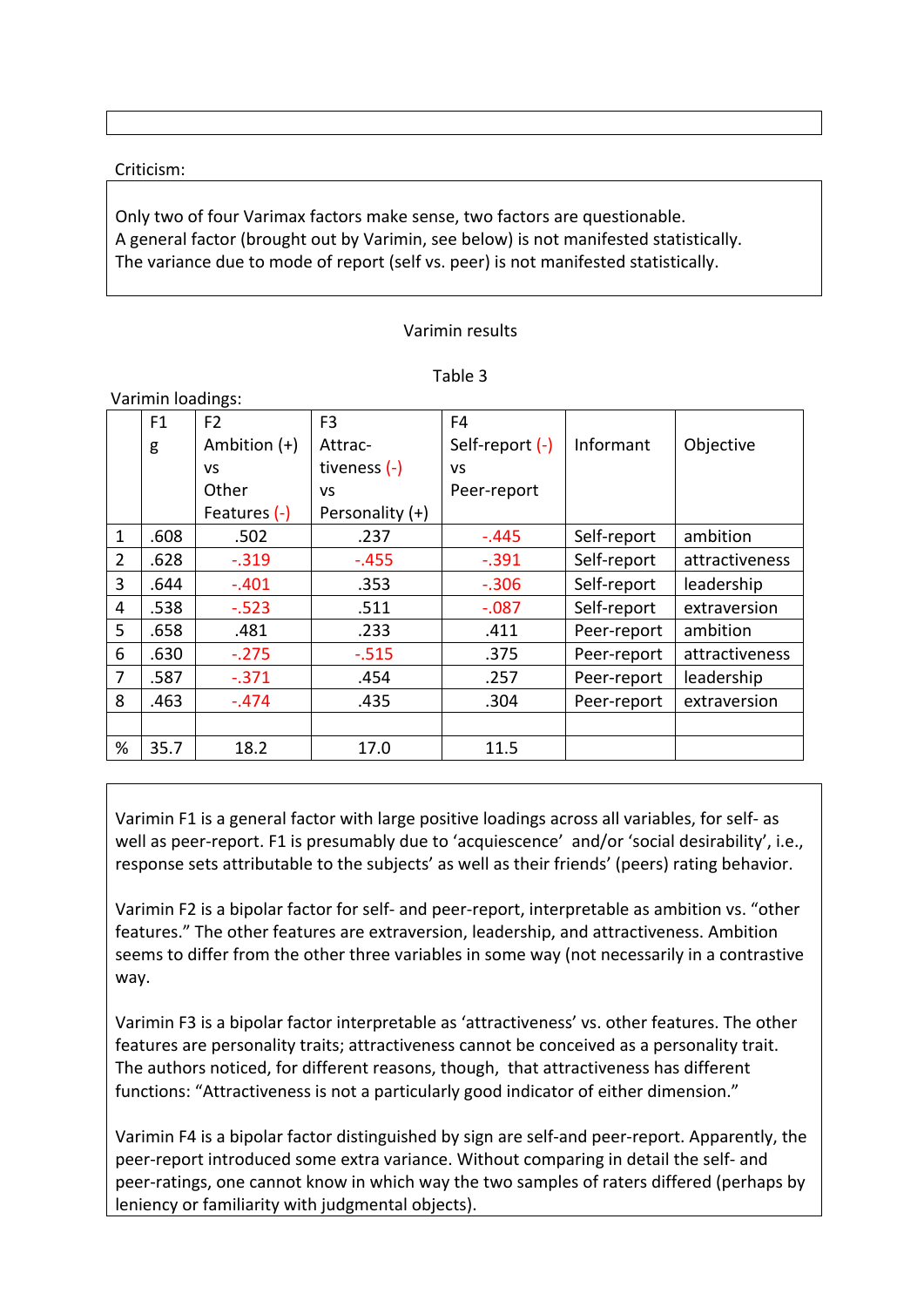Criticism:

Only two of four Varimax factors make sense, two factors are questionable.
A general factor (brought out by Varimin, see below) is not manifested statistically.
The variance due to mode of report (self vs. peer) is not manifested statistically.

Varimin results

Table 3

Varimin loadings:

| | F1 g | F2 Ambition (+) vs Other Features (-) | F3 Attrac-tiveness (-) vs Personality (+) | F4 Self-report (-) vs Peer-report | Informant | Objective |
|---|---|---|---|---|---|---|
| 1 | .608 | .502 | .237 | -.445 | Self-report | ambition |
| 2 | .628 | -.319 | -.455 | -.391 | Self-report | attractiveness |
| 3 | .644 | -.401 | .353 | -.306 | Self-report | leadership |
| 4 | .538 | -.523 | .511 | -.087 | Self-report | extraversion |
| 5 | .658 | .481 | .233 | .411 | Peer-report | ambition |
| 6 | .630 | -.275 | -.515 | .375 | Peer-report | attractiveness |
| 7 | .587 | -.371 | .454 | .257 | Peer-report | leadership |
| 8 | .463 | -.474 | .435 | .304 | Peer-report | extraversion |
| | | | | | | |
| % | 35.7 | 18.2 | 17.0 | 11.5 | | |

Varimin F1 is a general factor with large positive loadings across all variables, for self- as well as peer-report. F1 is presumably due to 'acquiescence' and/or 'social desirability', i.e., response sets attributable to the subjects' as well as their friends' (peers) rating behavior.

Varimin F2 is a bipolar factor for self- and peer-report, interpretable as ambition vs. "other features." The other features are extraversion, leadership, and attractiveness. Ambition seems to differ from the other three variables in some way (not necessarily in a contrastive way.

Varimin F3 is a bipolar factor interpretable as 'attractiveness' vs. other features. The other features are personality traits; attractiveness cannot be conceived as a personality trait. The authors noticed, for different reasons, though, that attractiveness has different functions: "Attractiveness is not a particularly good indicator of either dimension."

Varimin F4 is a bipolar factor distinguished by sign are self-and peer-report. Apparently, the peer-report introduced some extra variance. Without comparing in detail the self- and peer-ratings, one cannot know in which way the two samples of raters differed (perhaps by leniency or familiarity with judgmental objects).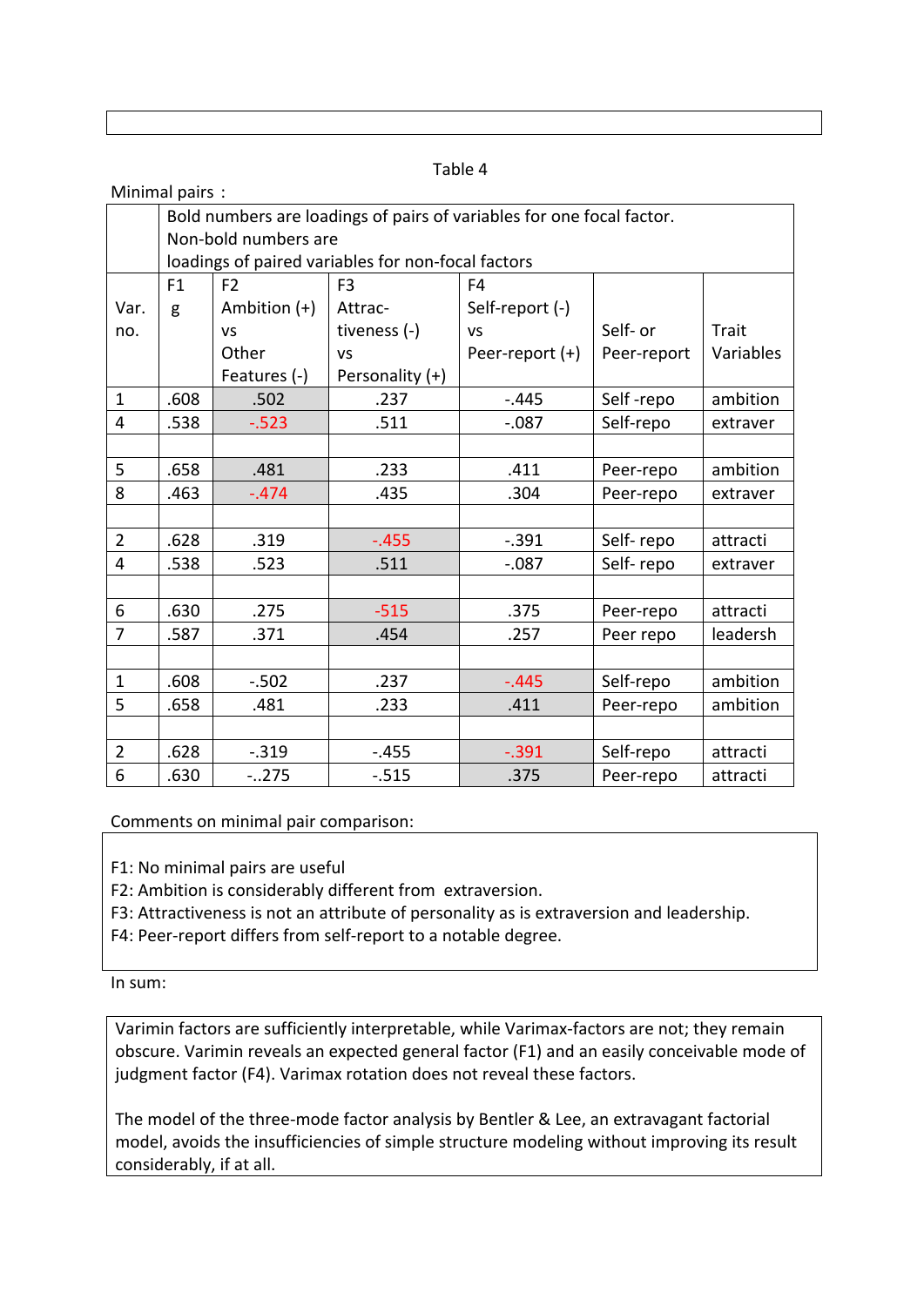Table 4

Minimal pairs :

| Var. no. | F1 g | F2 Ambition (+) vs Other Features (-) | F3 Attrac-tiveness (-) vs Personality (+) | F4 Self-report (-) vs Peer-report (+) | Self- or Peer-report | Trait Variables |
|---|---|---|---|---|---|---|
| | Bold numbers are loadings of pairs of variables for one focal factor. Non-bold numbers are loadings of paired variables for non-focal factors | | | | | |
| 1 | .608 | .502 | .237 | -.445 | Self -repo | ambition |
| 4 | .538 | -.523 | .511 | -.087 | Self-repo | extraver |
| | | | | | | |
| 5 | .658 | .481 | .233 | .411 | Peer-repo | ambition |
| 8 | .463 | -.474 | .435 | .304 | Peer-repo | extraver |
| | | | | | | |
| 2 | .628 | .319 | -.455 | -.391 | Self- repo | attracti |
| 4 | .538 | .523 | .511 | -.087 | Self- repo | extraver |
| | | | | | | |
| 6 | .630 | .275 | -515 | .375 | Peer-repo | attracti |
| 7 | .587 | .371 | .454 | .257 | Peer repo | leadersh |
| | | | | | | |
| 1 | .608 | -.502 | .237 | -.445 | Self-repo | ambition |
| 5 | .658 | .481 | .233 | .411 | Peer-repo | ambition |
| | | | | | | |
| 2 | .628 | -.319 | -.455 | -.391 | Self-repo | attracti |
| 6 | .630 | -..275 | -.515 | .375 | Peer-repo | attracti |

Comments on minimal pair comparison:

F1: No minimal pairs are useful
F2: Ambition is considerably different from extraversion.
F3: Attractiveness is not an attribute of personality as is extraversion and leadership.
F4: Peer-report differs from self-report to a notable degree.

In sum:

Varimin factors are sufficiently interpretable, while Varimax-factors are not; they remain obscure. Varimin reveals an expected general factor (F1) and an easily conceivable mode of judgment factor (F4). Varimax rotation does not reveal these factors.

The model of the three-mode factor analysis by Bentler & Lee, an extravagant factorial model, avoids the insufficiencies of simple structure modeling without improving its result considerably, if at all.